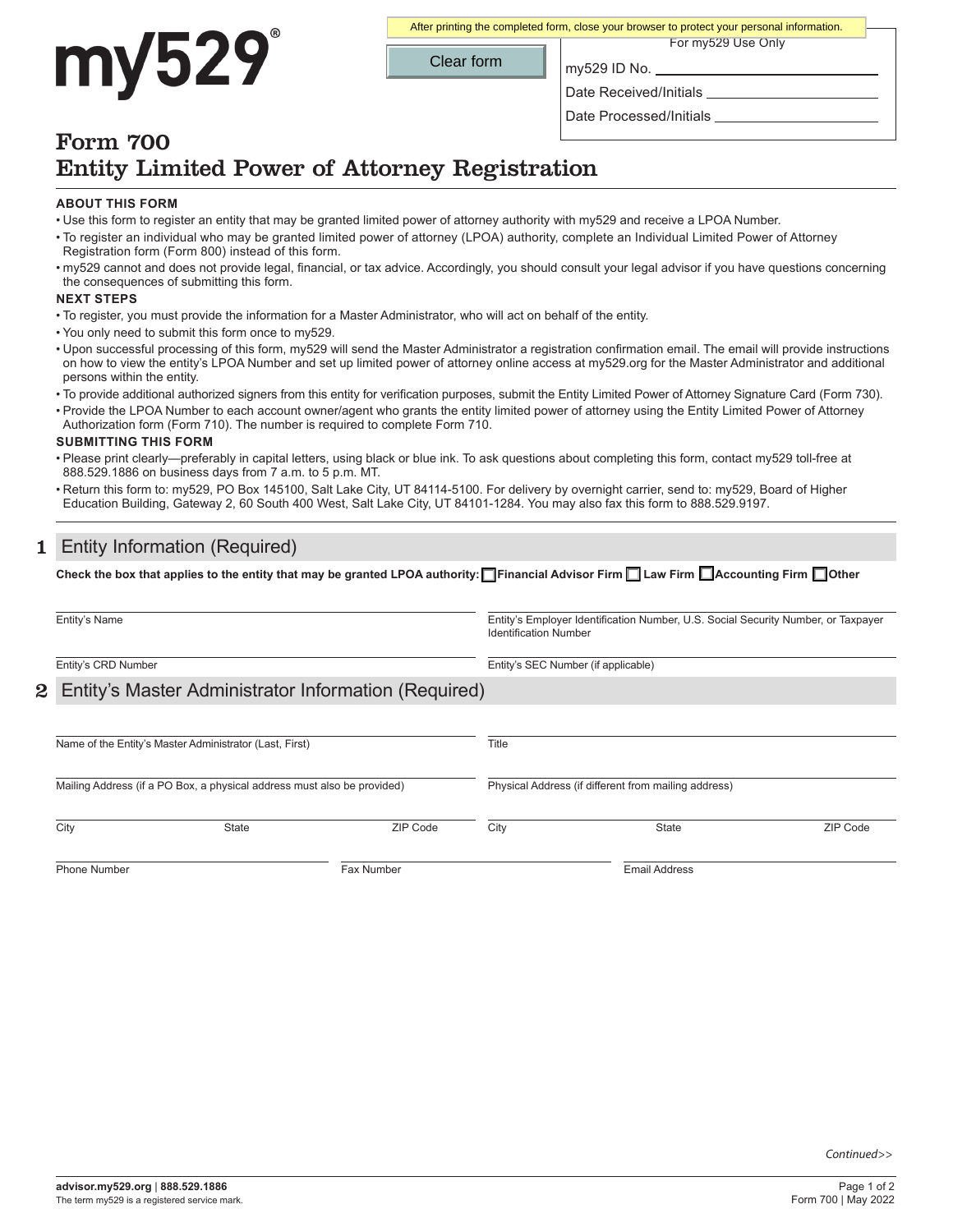my529®

After printing the completed form, close your browser to protect your personal information.

Clear form

For my529 Use Only

my529 ID No. ____________________

Date Received/Initials ____________________

Date Processed/Initials ____________________

# Form 700
# Entity Limited Power of Attorney Registration

**ABOUT THIS FORM**

- Use this form to register an entity that may be granted limited power of attorney authority with my529 and receive a LPOA Number.
- To register an individual who may be granted limited power of attorney (LPOA) authority, complete an Individual Limited Power of Attorney Registration form (Form 800) instead of this form.
- my529 cannot and does not provide legal, financial, or tax advice. Accordingly, you should consult your legal advisor if you have questions concerning the consequences of submitting this form.

**NEXT STEPS**

- To register, you must provide the information for a Master Administrator, who will act on behalf of the entity.
- You only need to submit this form once to my529.
- Upon successful processing of this form, my529 will send the Master Administrator a registration confirmation email. The email will provide instructions on how to view the entity's LPOA Number and set up limited power of attorney online access at my529.org for the Master Administrator and additional persons within the entity.
- To provide additional authorized signers from this entity for verification purposes, submit the Entity Limited Power of Attorney Signature Card (Form 730).
- Provide the LPOA Number to each account owner/agent who grants the entity limited power of attorney using the Entity Limited Power of Attorney Authorization form (Form 710). The number is required to complete Form 710.

**SUBMITTING THIS FORM**

- Please print clearly—preferably in capital letters, using black or blue ink. To ask questions about completing this form, contact my529 toll-free at 888.529.1886 on business days from 7 a.m. to 5 p.m. MT.
- Return this form to: my529, PO Box 145100, Salt Lake City, UT 84114-5100. For delivery by overnight carrier, send to: my529, Board of Higher Education Building, Gateway 2, 60 South 400 West, Salt Lake City, UT 84101-1284. You may also fax this form to 888.529.9197.

## 1 Entity Information (Required)

**Check the box that applies to the entity that may be granted LPOA authority:** ☐ **Financial Advisor Firm** ☐ **Law Firm** ☐ **Accounting Firm** ☐ **Other**

Entity's Name ____________________

Entity's Employer Identification Number, U.S. Social Security Number, or Taxpayer Identification Number ____________________

Entity's CRD Number ____________________

Entity's SEC Number (if applicable) ____________________

## 2 Entity's Master Administrator Information (Required)

Name of the Entity's Master Administrator (Last, First) ____________________

Title ____________________

Mailing Address (if a PO Box, a physical address must also be provided) ____________________

Physical Address (if different from mailing address) ____________________

City ____________ State ____________ ZIP Code ____________

City ____________ State ____________ ZIP Code ____________

Phone Number ____________________

Fax Number ____________________

Email Address ____________________

*Continued>>*

**advisor.my529.org** | **888.529.1886**

The term my529 is a registered service mark.

Form 700 | May 2022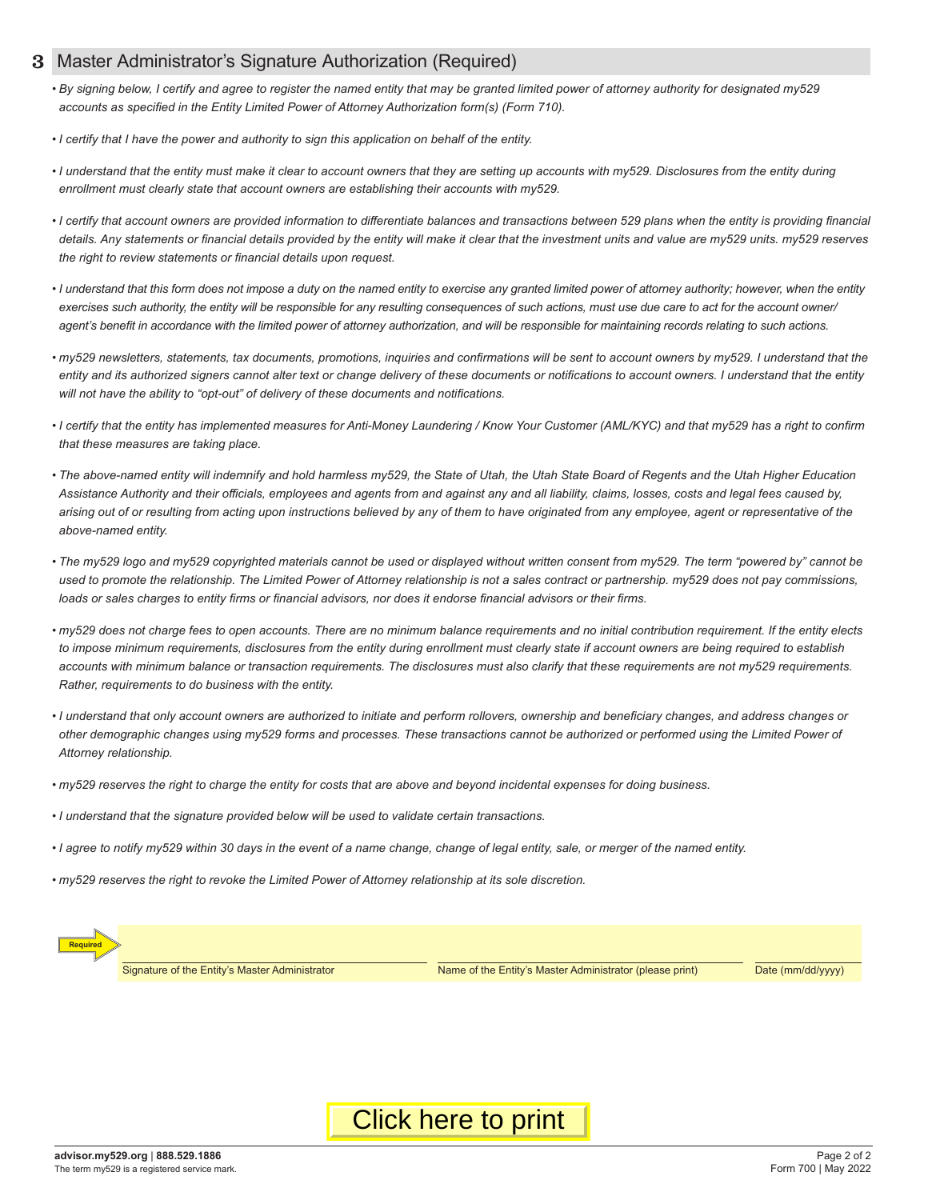## 3 Master Administrator's Signature Authorization (Required)

- *By signing below, I certify and agree to register the named entity that may be granted limited power of attorney authority for designated my529 accounts as specified in the Entity Limited Power of Attorney Authorization form(s) (Form 710).*
- *I certify that I have the power and authority to sign this application on behalf of the entity.*
- *I understand that the entity must make it clear to account owners that they are setting up accounts with my529. Disclosures from the entity during enrollment must clearly state that account owners are establishing their accounts with my529.*
- *I certify that account owners are provided information to differentiate balances and transactions between 529 plans when the entity is providing financial details. Any statements or financial details provided by the entity will make it clear that the investment units and value are my529 units. my529 reserves the right to review statements or financial details upon request.*
- *I understand that this form does not impose a duty on the named entity to exercise any granted limited power of attorney authority; however, when the entity exercises such authority, the entity will be responsible for any resulting consequences of such actions, must use due care to act for the account owner/agent's benefit in accordance with the limited power of attorney authorization, and will be responsible for maintaining records relating to such actions.*
- *my529 newsletters, statements, tax documents, promotions, inquiries and confirmations will be sent to account owners by my529. I understand that the entity and its authorized signers cannot alter text or change delivery of these documents or notifications to account owners. I understand that the entity will not have the ability to "opt-out" of delivery of these documents and notifications.*
- *I certify that the entity has implemented measures for Anti-Money Laundering / Know Your Customer (AML/KYC) and that my529 has a right to confirm that these measures are taking place.*
- *The above-named entity will indemnify and hold harmless my529, the State of Utah, the Utah State Board of Regents and the Utah Higher Education Assistance Authority and their officials, employees and agents from and against any and all liability, claims, losses, costs and legal fees caused by, arising out of or resulting from acting upon instructions believed by any of them to have originated from any employee, agent or representative of the above-named entity.*
- *The my529 logo and my529 copyrighted materials cannot be used or displayed without written consent from my529. The term "powered by" cannot be used to promote the relationship. The Limited Power of Attorney relationship is not a sales contract or partnership. my529 does not pay commissions, loads or sales charges to entity firms or financial advisors, nor does it endorse financial advisors or their firms.*
- *my529 does not charge fees to open accounts. There are no minimum balance requirements and no initial contribution requirement. If the entity elects to impose minimum requirements, disclosures from the entity during enrollment must clearly state if account owners are being required to establish accounts with minimum balance or transaction requirements. The disclosures must also clarify that these requirements are not my529 requirements. Rather, requirements to do business with the entity.*
- *I understand that only account owners are authorized to initiate and perform rollovers, ownership and beneficiary changes, and address changes or other demographic changes using my529 forms and processes. These transactions cannot be authorized or performed using the Limited Power of Attorney relationship.*
- *my529 reserves the right to charge the entity for costs that are above and beyond incidental expenses for doing business.*
- *I understand that the signature provided below will be used to validate certain transactions.*
- *I agree to notify my529 within 30 days in the event of a name change, change of legal entity, sale, or merger of the named entity.*
- *my529 reserves the right to revoke the Limited Power of Attorney relationship at its sole discretion.*

Required

| | | |
|---|---|---|
| Signature of the Entity's Master Administrator | Name of the Entity's Master Administrator (please print) | Date (mm/dd/yyyy) |

Click here to print

**advisor.my529.org** | **888.529.1886**

The term my529 is a registered service mark.

Form 700 | May 2022